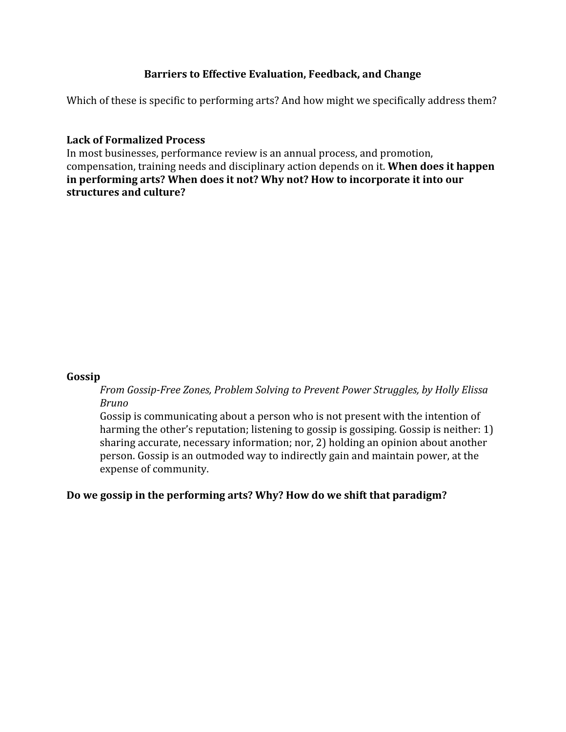# Barriers to Effective Evaluation, Feedback, and Change

Which of these is specific to performing arts? And how might we specifically address them?

### Lack of Formalized Process

In most businesses, performance review is an annual process, and promotion, compensation, training needs and disciplinary action depends on it. **When does it happen in performing arts? When does it not? Why not? How to incorporate it into our structures and culture?**

### Gossip

> *From Gossip-Free Zones, Problem Solving to Prevent Power Struggles, by Holly Elissa Bruno*
>
> Gossip is communicating about a person who is not present with the intention of harming the other's reputation; listening to gossip is gossiping. Gossip is neither: 1) sharing accurate, necessary information; nor, 2) holding an opinion about another person. Gossip is an outmoded way to indirectly gain and maintain power, at the expense of community.

**Do we gossip in the performing arts? Why? How do we shift that paradigm?**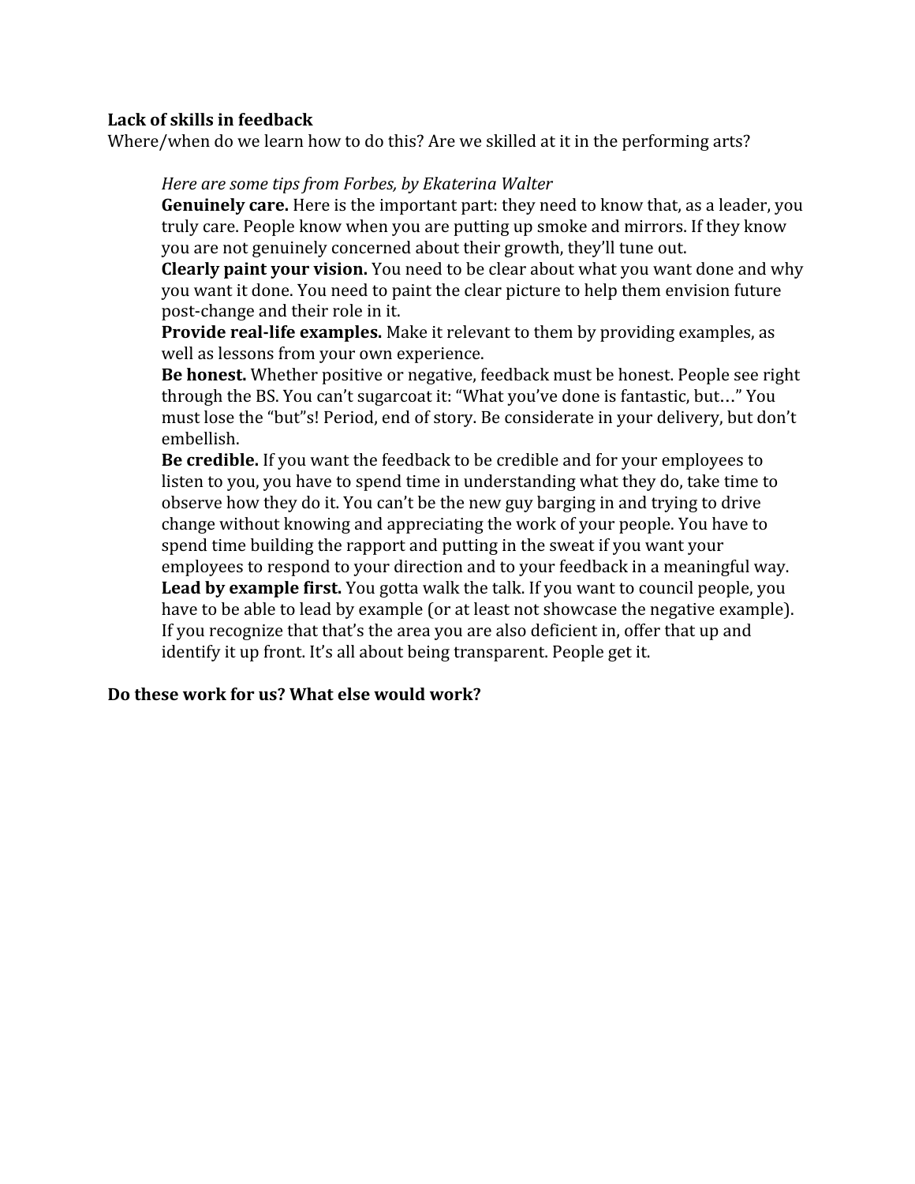**Lack of skills in feedback**

Where/when do we learn how to do this? Are we skilled at it in the performing arts?

> *Here are some tips from Forbes, by Ekaterina Walter*
>
> **Genuinely care.** Here is the important part: they need to know that, as a leader, you truly care. People know when you are putting up smoke and mirrors. If they know you are not genuinely concerned about their growth, they'll tune out.
>
> **Clearly paint your vision.** You need to be clear about what you want done and why you want it done. You need to paint the clear picture to help them envision future post-change and their role in it.
>
> **Provide real-life examples.** Make it relevant to them by providing examples, as well as lessons from your own experience.
>
> **Be honest.** Whether positive or negative, feedback must be honest. People see right through the BS. You can't sugarcoat it: "What you've done is fantastic, but…" You must lose the "but"s! Period, end of story. Be considerate in your delivery, but don't embellish.
>
> **Be credible.** If you want the feedback to be credible and for your employees to listen to you, you have to spend time in understanding what they do, take time to observe how they do it. You can't be the new guy barging in and trying to drive change without knowing and appreciating the work of your people. You have to spend time building the rapport and putting in the sweat if you want your employees to respond to your direction and to your feedback in a meaningful way.
>
> **Lead by example first.** You gotta walk the talk. If you want to council people, you have to be able to lead by example (or at least not showcase the negative example). If you recognize that that's the area you are also deficient in, offer that up and identify it up front. It's all about being transparent. People get it.

**Do these work for us? What else would work?**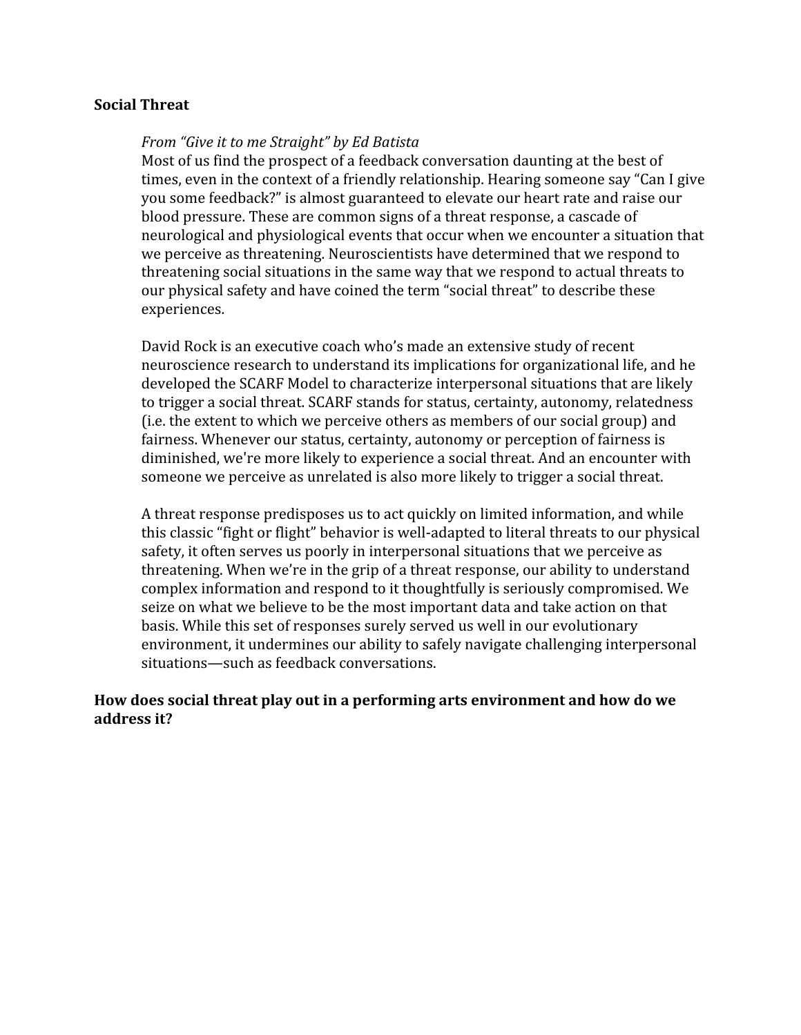**Social Threat**

*From "Give it to me Straight" by Ed Batista*

Most of us find the prospect of a feedback conversation daunting at the best of times, even in the context of a friendly relationship. Hearing someone say "Can I give you some feedback?" is almost guaranteed to elevate our heart rate and raise our blood pressure. These are common signs of a threat response, a cascade of neurological and physiological events that occur when we encounter a situation that we perceive as threatening. Neuroscientists have determined that we respond to threatening social situations in the same way that we respond to actual threats to our physical safety and have coined the term "social threat" to describe these experiences.

David Rock is an executive coach who's made an extensive study of recent neuroscience research to understand its implications for organizational life, and he developed the SCARF Model to characterize interpersonal situations that are likely to trigger a social threat. SCARF stands for status, certainty, autonomy, relatedness (i.e. the extent to which we perceive others as members of our social group) and fairness. Whenever our status, certainty, autonomy or perception of fairness is diminished, we're more likely to experience a social threat. And an encounter with someone we perceive as unrelated is also more likely to trigger a social threat.

A threat response predisposes us to act quickly on limited information, and while this classic "fight or flight" behavior is well-adapted to literal threats to our physical safety, it often serves us poorly in interpersonal situations that we perceive as threatening. When we're in the grip of a threat response, our ability to understand complex information and respond to it thoughtfully is seriously compromised. We seize on what we believe to be the most important data and take action on that basis. While this set of responses surely served us well in our evolutionary environment, it undermines our ability to safely navigate challenging interpersonal situations—such as feedback conversations.

**How does social threat play out in a performing arts environment and how do we address it?**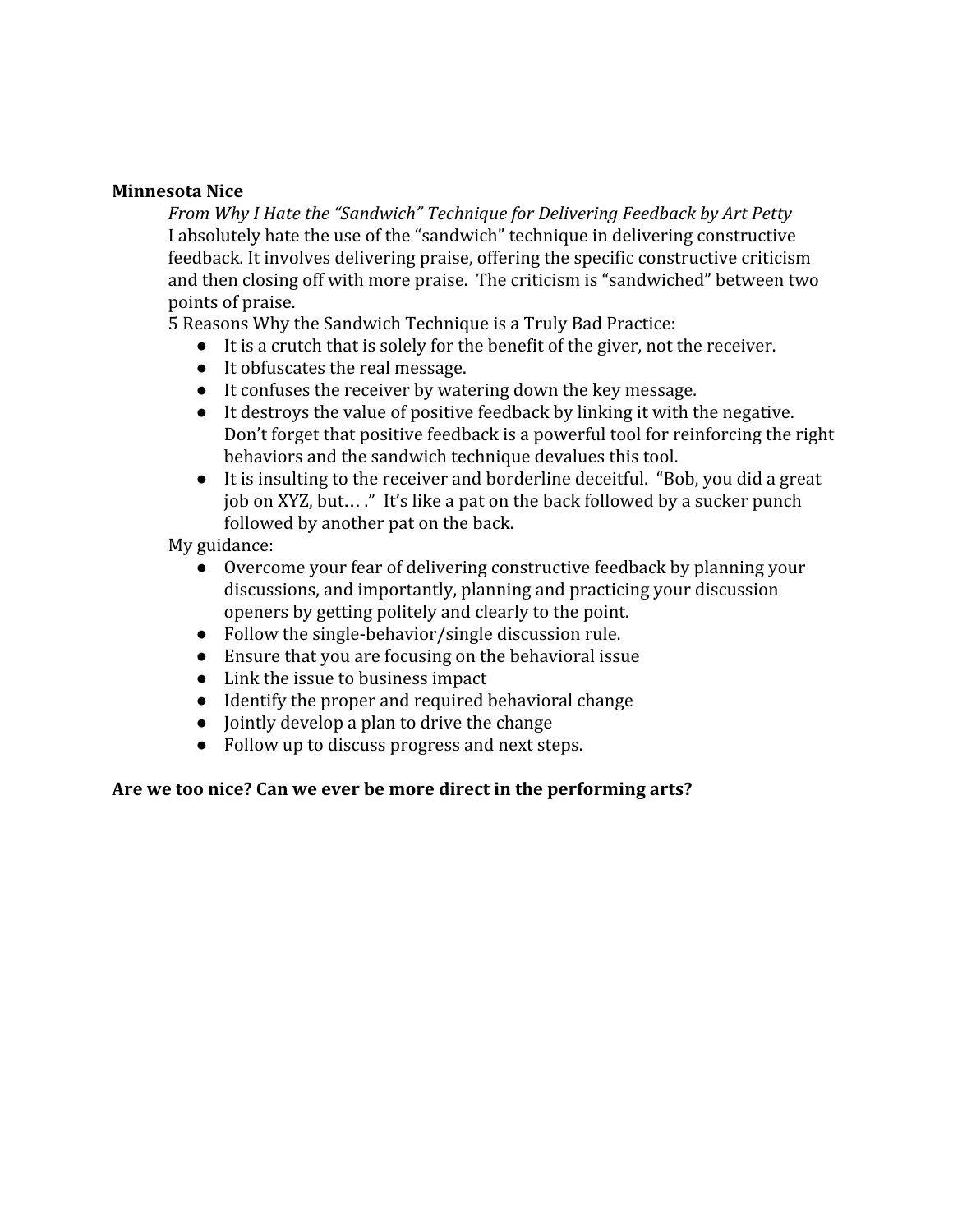**Minnesota Nice**

*From Why I Hate the "Sandwich" Technique for Delivering Feedback by Art Petty*

I absolutely hate the use of the "sandwich" technique in delivering constructive feedback. It involves delivering praise, offering the specific constructive criticism and then closing off with more praise. The criticism is "sandwiched" between two points of praise.

5 Reasons Why the Sandwich Technique is a Truly Bad Practice:

- It is a crutch that is solely for the benefit of the giver, not the receiver.
- It obfuscates the real message.
- It confuses the receiver by watering down the key message.
- It destroys the value of positive feedback by linking it with the negative. Don't forget that positive feedback is a powerful tool for reinforcing the right behaviors and the sandwich technique devalues this tool.
- It is insulting to the receiver and borderline deceitful. "Bob, you did a great job on XYZ, but… ." It's like a pat on the back followed by a sucker punch followed by another pat on the back.

My guidance:

- Overcome your fear of delivering constructive feedback by planning your discussions, and importantly, planning and practicing your discussion openers by getting politely and clearly to the point.
- Follow the single-behavior/single discussion rule.
- Ensure that you are focusing on the behavioral issue
- Link the issue to business impact
- Identify the proper and required behavioral change
- Jointly develop a plan to drive the change
- Follow up to discuss progress and next steps.

**Are we too nice? Can we ever be more direct in the performing arts?**